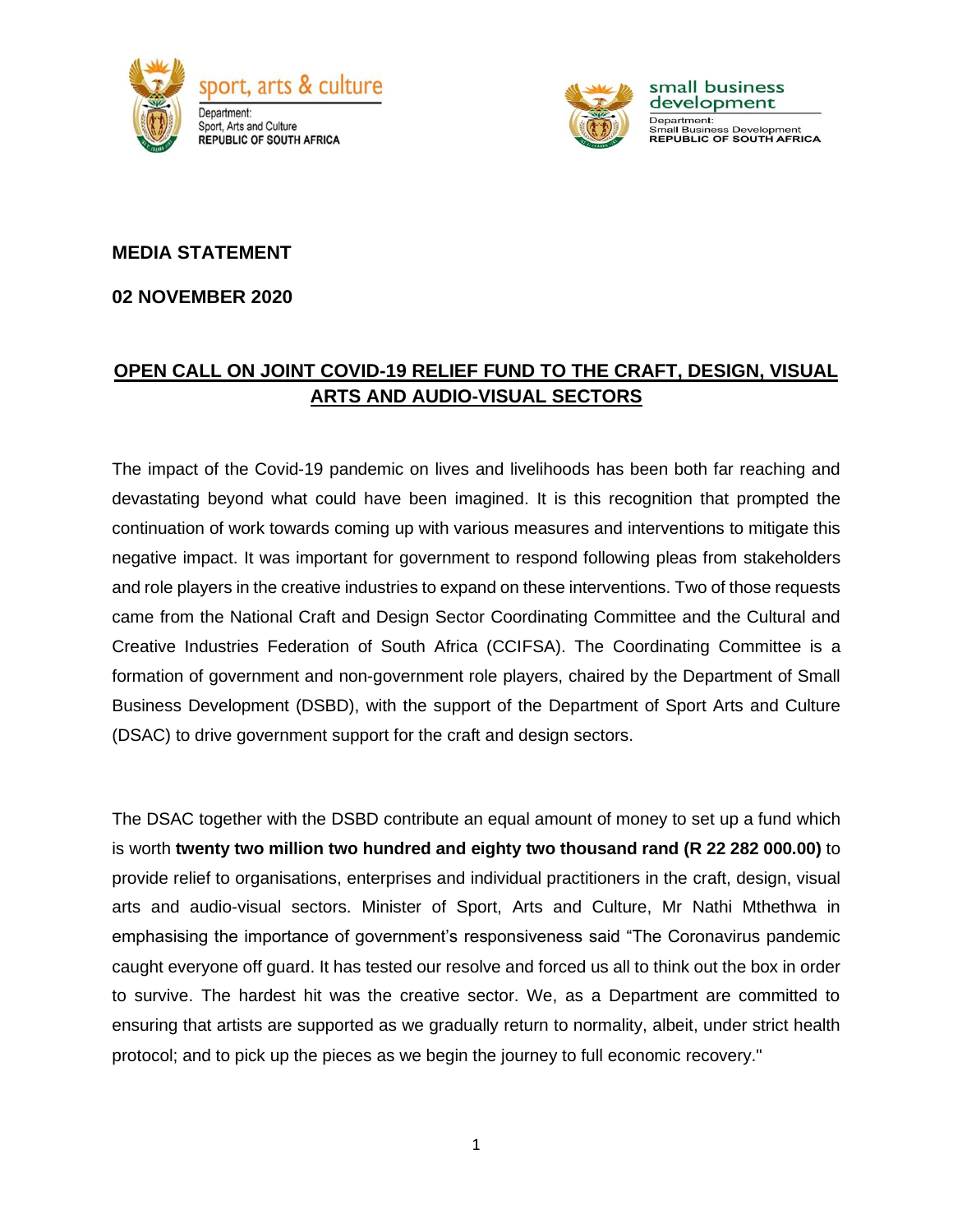sport, arts & culture

Department:
Sport, Arts and Culture
REPUBLIC OF SOUTH AFRICA

small business development

Department:
Small Business Development
REPUBLIC OF SOUTH AFRICA

**MEDIA STATEMENT**

**02 NOVEMBER 2020**

## OPEN CALL ON JOINT COVID-19 RELIEF FUND TO THE CRAFT, DESIGN, VISUAL ARTS AND AUDIO-VISUAL SECTORS

The impact of the Covid-19 pandemic on lives and livelihoods has been both far reaching and devastating beyond what could have been imagined. It is this recognition that prompted the continuation of work towards coming up with various measures and interventions to mitigate this negative impact. It was important for government to respond following pleas from stakeholders and role players in the creative industries to expand on these interventions. Two of those requests came from the National Craft and Design Sector Coordinating Committee and the Cultural and Creative Industries Federation of South Africa (CCIFSA). The Coordinating Committee is a formation of government and non-government role players, chaired by the Department of Small Business Development (DSBD), with the support of the Department of Sport Arts and Culture (DSAC) to drive government support for the craft and design sectors.

The DSAC together with the DSBD contribute an equal amount of money to set up a fund which is worth **twenty two million two hundred and eighty two thousand rand (R 22 282 000.00)** to provide relief to organisations, enterprises and individual practitioners in the craft, design, visual arts and audio-visual sectors. Minister of Sport, Arts and Culture, Mr Nathi Mthethwa in emphasising the importance of government's responsiveness said "The Coronavirus pandemic caught everyone off guard. It has tested our resolve and forced us all to think out the box in order to survive. The hardest hit was the creative sector. We, as a Department are committed to ensuring that artists are supported as we gradually return to normality, albeit, under strict health protocol; and to pick up the pieces as we begin the journey to full economic recovery."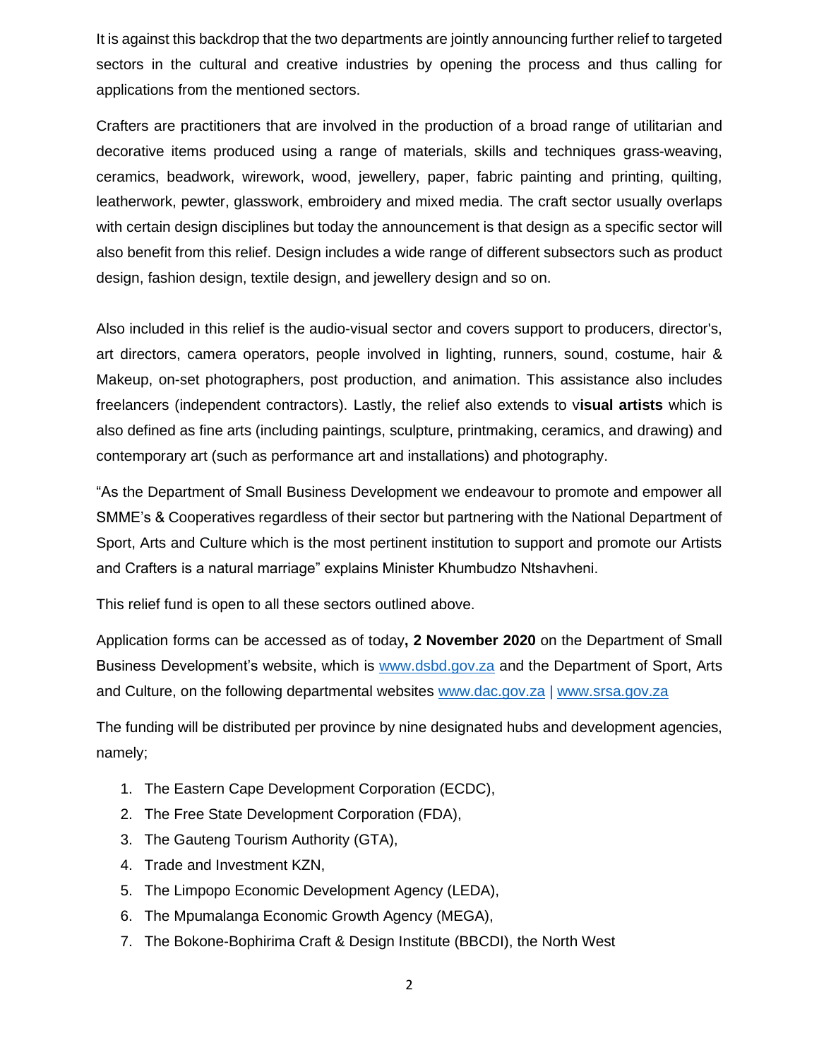It is against this backdrop that the two departments are jointly announcing further relief to targeted sectors in the cultural and creative industries by opening the process and thus calling for applications from the mentioned sectors.

Crafters are practitioners that are involved in the production of a broad range of utilitarian and decorative items produced using a range of materials, skills and techniques grass-weaving, ceramics, beadwork, wirework, wood, jewellery, paper, fabric painting and printing, quilting, leatherwork, pewter, glasswork, embroidery and mixed media. The craft sector usually overlaps with certain design disciplines but today the announcement is that design as a specific sector will also benefit from this relief. Design includes a wide range of different subsectors such as product design, fashion design, textile design, and jewellery design and so on.

Also included in this relief is the audio-visual sector and covers support to producers, director's, art directors, camera operators, people involved in lighting, runners, sound, costume, hair & Makeup, on-set photographers, post production, and animation. This assistance also includes freelancers (independent contractors). Lastly, the relief also extends to v**isual artists** which is also defined as fine arts (including paintings, sculpture, printmaking, ceramics, and drawing) and contemporary art (such as performance art and installations) and photography.

"As the Department of Small Business Development we endeavour to promote and empower all SMME's & Cooperatives regardless of their sector but partnering with the National Department of Sport, Arts and Culture which is the most pertinent institution to support and promote our Artists and Crafters is a natural marriage" explains Minister Khumbudzo Ntshavheni.

This relief fund is open to all these sectors outlined above.

Application forms can be accessed as of today**, 2 November 2020** on the Department of Small Business Development's website, which is www.dsbd.gov.za and the Department of Sport, Arts and Culture, on the following departmental websites www.dac.gov.za | www.srsa.gov.za

The funding will be distributed per province by nine designated hubs and development agencies, namely;

1. The Eastern Cape Development Corporation (ECDC),
2. The Free State Development Corporation (FDA),
3. The Gauteng Tourism Authority (GTA),
4. Trade and Investment KZN,
5. The Limpopo Economic Development Agency (LEDA),
6. The Mpumalanga Economic Growth Agency (MEGA),
7. The Bokone-Bophirima Craft & Design Institute (BBCDI), the North West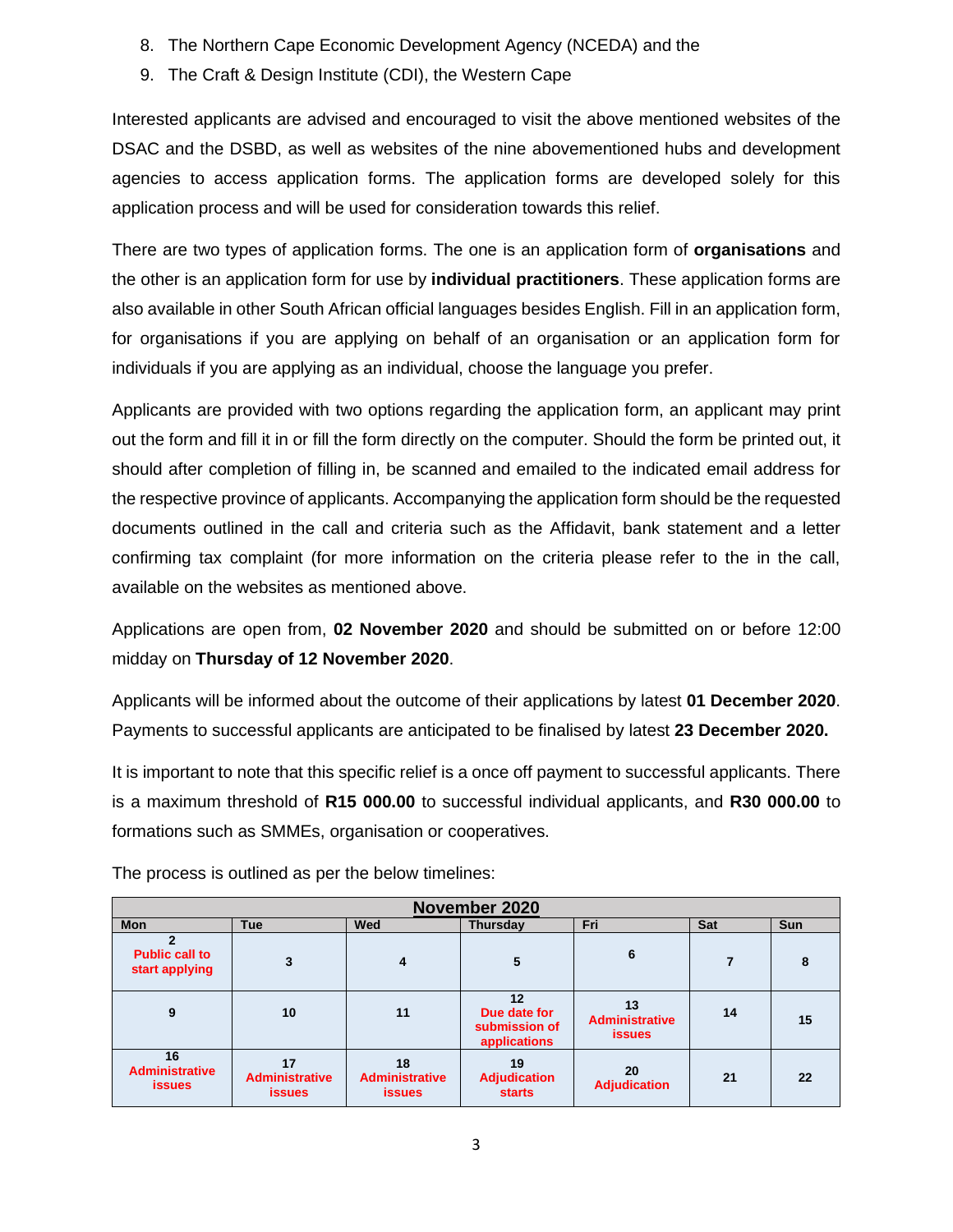8. The Northern Cape Economic Development Agency (NCEDA) and the
9. The Craft & Design Institute (CDI), the Western Cape

Interested applicants are advised and encouraged to visit the above mentioned websites of the DSAC and the DSBD, as well as websites of the nine abovementioned hubs and development agencies to access application forms. The application forms are developed solely for this application process and will be used for consideration towards this relief.

There are two types of application forms. The one is an application form of **organisations** and the other is an application form for use by **individual practitioners**. These application forms are also available in other South African official languages besides English. Fill in an application form, for organisations if you are applying on behalf of an organisation or an application form for individuals if you are applying as an individual, choose the language you prefer.

Applicants are provided with two options regarding the application form, an applicant may print out the form and fill it in or fill the form directly on the computer. Should the form be printed out, it should after completion of filling in, be scanned and emailed to the indicated email address for the respective province of applicants. Accompanying the application form should be the requested documents outlined in the call and criteria such as the Affidavit, bank statement and a letter confirming tax complaint (for more information on the criteria please refer to the in the call, available on the websites as mentioned above.

Applications are open from, **02 November 2020** and should be submitted on or before 12:00 midday on **Thursday of 12 November 2020**.

Applicants will be informed about the outcome of their applications by latest **01 December 2020**. Payments to successful applicants are anticipated to be finalised by latest **23 December 2020.**

It is important to note that this specific relief is a once off payment to successful applicants. There is a maximum threshold of **R15 000.00** to successful individual applicants, and **R30 000.00** to formations such as SMMEs, organisation or cooperatives.

The process is outlined as per the below timelines:

| **November 2020** | | | | | | |
|---|---|---|---|---|---|---|
| **Mon** | **Tue** | **Wed** | **Thursday** | **Fri** | **Sat** | **Sun** |
| **2** **Public call to start applying** | **3** | **4** | **5** | **6** | **7** | **8** |
| **9** | **10** | **11** | **12** **Due date for submission of applications** | **13** **Administrative issues** | **14** | **15** |
| **16** **Administrative issues** | **17** **Administrative issues** | **18** **Administrative issues** | **19** **Adjudication starts** | **20** **Adjudication** | **21** | **22** |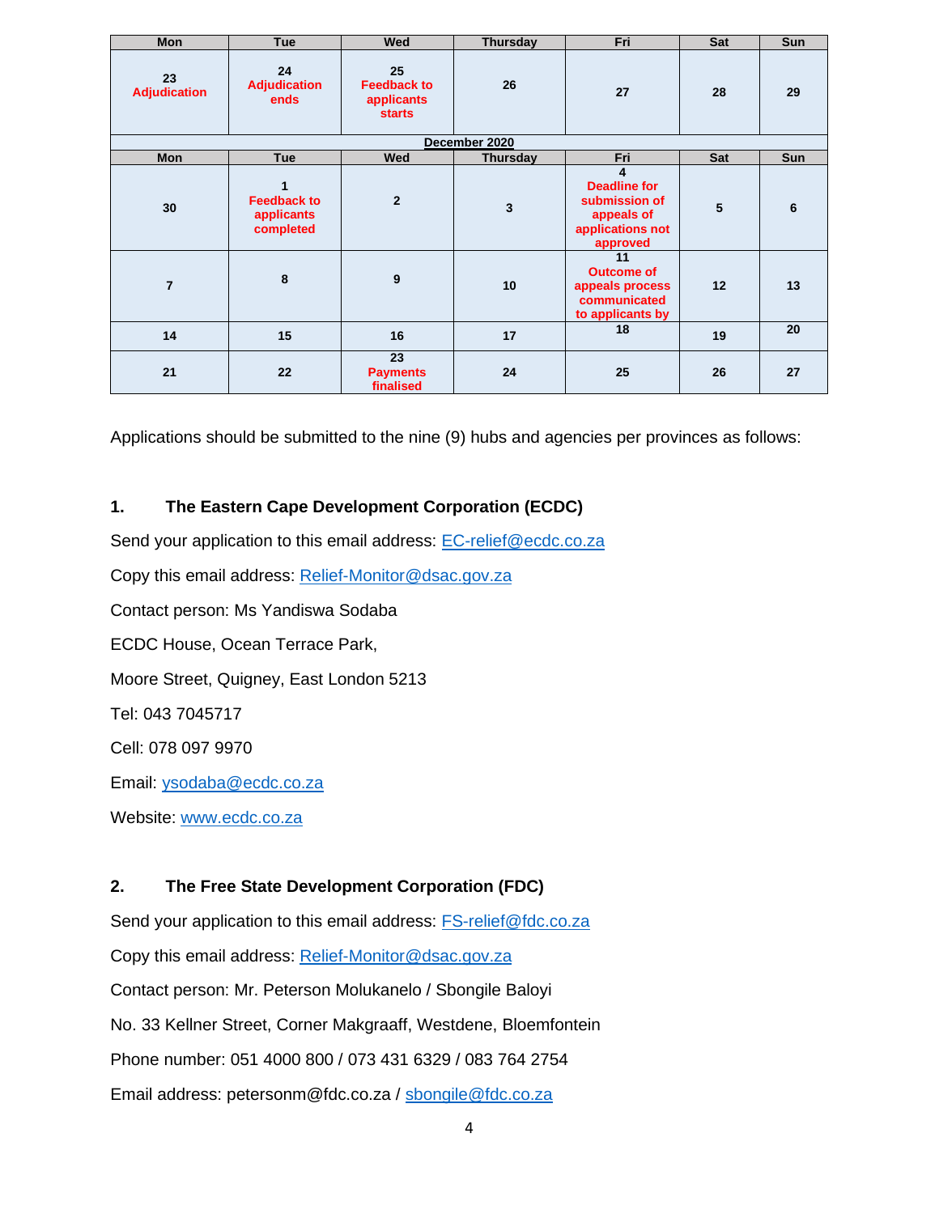| Mon | Tue | Wed | Thursday | Fri | Sat | Sun |
|---|---|---|---|---|---|---|
| 23 **Adjudication** | 24 **Adjudication ends** | 25 **Feedback to applicants starts** | 26 | 27 | 28 | 29 |
| **December 2020** | | | | | | |
| **Mon** | **Tue** | **Wed** | **Thursday** | **Fri** | **Sat** | **Sun** |
| 30 | 1 **Feedback to applicants completed** | 2 | 3 | 4 **Deadline for submission of appeals of applications not approved** | 5 | 6 |
| 7 | 8 | 9 | 10 | 11 **Outcome of appeals process communicated to applicants by** | 12 | 13 |
| 14 | 15 | 16 | 17 | 18 | 19 | 20 |
| 21 | 22 | 23 **Payments finalised** | 24 | 25 | 26 | 27 |

Applications should be submitted to the nine (9) hubs and agencies per provinces as follows:

### 1. The Eastern Cape Development Corporation (ECDC)

Send your application to this email address: EC-relief@ecdc.co.za

Copy this email address: Relief-Monitor@dsac.gov.za

Contact person: Ms Yandiswa Sodaba

ECDC House, Ocean Terrace Park,

Moore Street, Quigney, East London 5213

Tel: 043 7045717

Cell: 078 097 9970

Email: ysodaba@ecdc.co.za

Website: www.ecdc.co.za

### 2. The Free State Development Corporation (FDC)

Send your application to this email address: FS-relief@fdc.co.za

Copy this email address: Relief-Monitor@dsac.gov.za

Contact person: Mr. Peterson Molukanelo / Sbongile Baloyi

No. 33 Kellner Street, Corner Makgraaff, Westdene, Bloemfontein

Phone number: 051 4000 800 / 073 431 6329 / 083 764 2754

Email address: petersonm@fdc.co.za / sbongile@fdc.co.za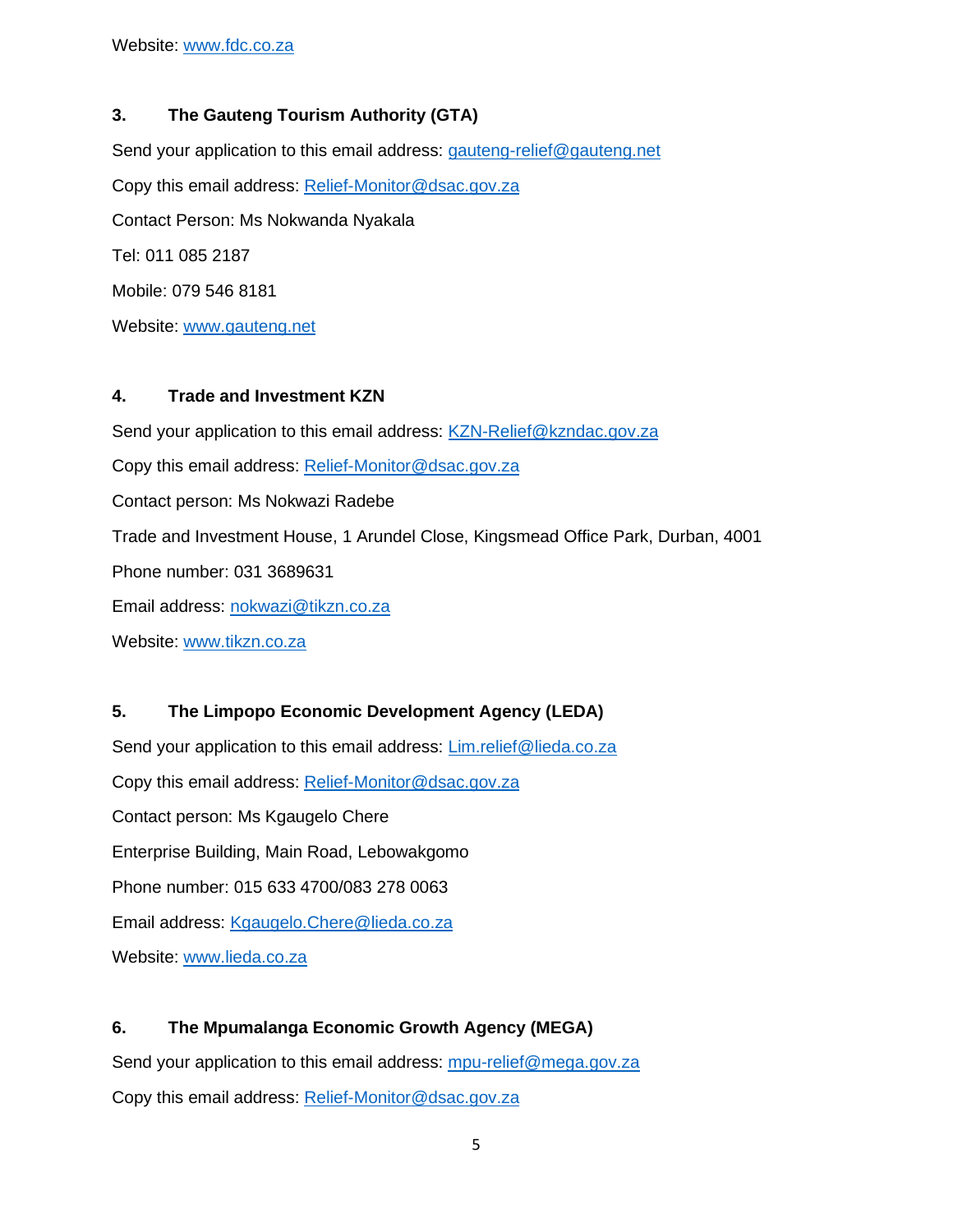Website: www.fdc.co.za

### 3. The Gauteng Tourism Authority (GTA)

Send your application to this email address: gauteng-relief@gauteng.net

Copy this email address: Relief-Monitor@dsac.gov.za

Contact Person: Ms Nokwanda Nyakala

Tel: 011 085 2187

Mobile: 079 546 8181

Website: www.gauteng.net

### 4. Trade and Investment KZN

Send your application to this email address: KZN-Relief@kzndac.gov.za

Copy this email address: Relief-Monitor@dsac.gov.za

Contact person: Ms Nokwazi Radebe

Trade and Investment House, 1 Arundel Close, Kingsmead Office Park, Durban, 4001

Phone number: 031 3689631

Email address: nokwazi@tikzn.co.za

Website: www.tikzn.co.za

### 5. The Limpopo Economic Development Agency (LEDA)

Send your application to this email address: Lim.relief@lieda.co.za

Copy this email address: Relief-Monitor@dsac.gov.za

Contact person: Ms Kgaugelo Chere

Enterprise Building, Main Road, Lebowakgomo

Phone number: 015 633 4700/083 278 0063

Email address: Kgaugelo.Chere@lieda.co.za

Website: www.lieda.co.za

### 6. The Mpumalanga Economic Growth Agency (MEGA)

Send your application to this email address: mpu-relief@mega.gov.za

Copy this email address: Relief-Monitor@dsac.gov.za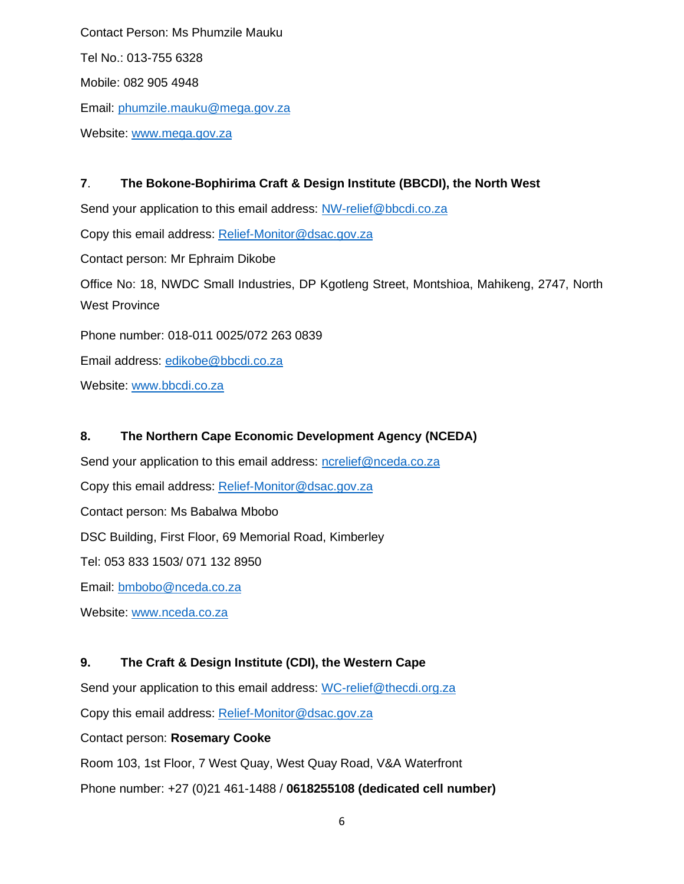Contact Person: Ms Phumzile Mauku

Tel No.: 013-755 6328

Mobile: 082 905 4948

Email: phumzile.mauku@mega.gov.za

Website: www.mega.gov.za

**7. The Bokone-Bophirima Craft & Design Institute (BBCDI), the North West**

Send your application to this email address: NW-relief@bbcdi.co.za

Copy this email address: Relief-Monitor@dsac.gov.za

Contact person: Mr Ephraim Dikobe

Office No: 18, NWDC Small Industries, DP Kgotleng Street, Montshioa, Mahikeng, 2747, North West Province

Phone number: 018-011 0025/072 263 0839

Email address: edikobe@bbcdi.co.za

Website: www.bbcdi.co.za

**8. The Northern Cape Economic Development Agency (NCEDA)**

Send your application to this email address: ncrelief@nceda.co.za

Copy this email address: Relief-Monitor@dsac.gov.za

Contact person: Ms Babalwa Mbobo

DSC Building, First Floor, 69 Memorial Road, Kimberley

Tel: 053 833 1503/ 071 132 8950

Email: bmbobo@nceda.co.za

Website: www.nceda.co.za

**9. The Craft & Design Institute (CDI), the Western Cape**

Send your application to this email address: WC-relief@thecdi.org.za

Copy this email address: Relief-Monitor@dsac.gov.za

Contact person: **Rosemary Cooke**

Room 103, 1st Floor, 7 West Quay, West Quay Road, V&A Waterfront

Phone number: +27 (0)21 461-1488 / **0618255108 (dedicated cell number)**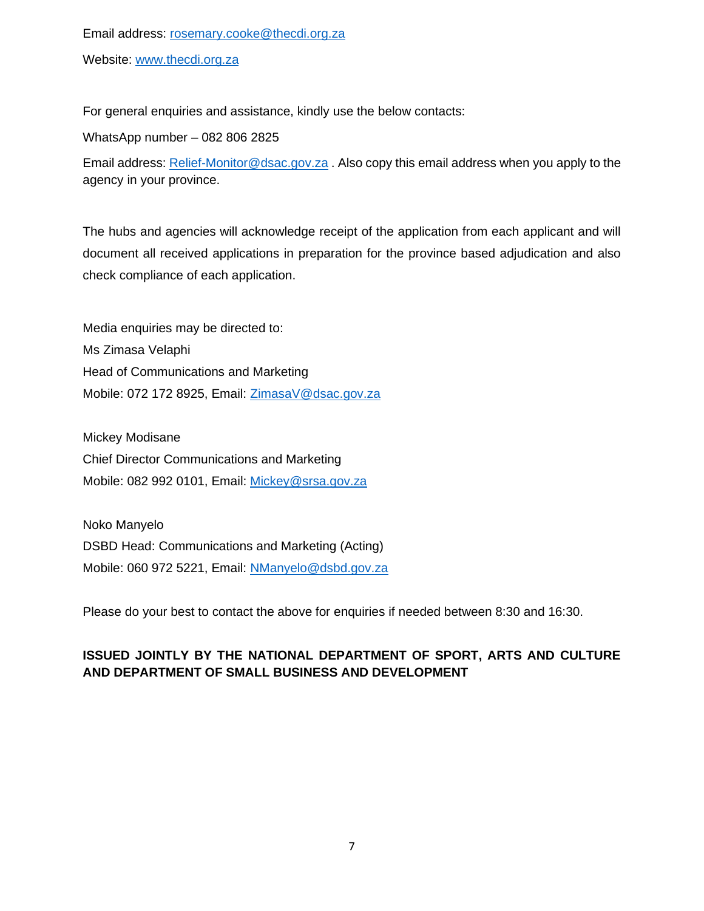Email address: rosemary.cooke@thecdi.org.za

Website: www.thecdi.org.za

For general enquiries and assistance, kindly use the below contacts:

WhatsApp number – 082 806 2825

Email address: Relief-Monitor@dsac.gov.za . Also copy this email address when you apply to the agency in your province.

The hubs and agencies will acknowledge receipt of the application from each applicant and will document all received applications in preparation for the province based adjudication and also check compliance of each application.

Media enquiries may be directed to:
Ms Zimasa Velaphi
Head of Communications and Marketing
Mobile: 072 172 8925, Email: ZimasaV@dsac.gov.za

Mickey Modisane
Chief Director Communications and Marketing
Mobile: 082 992 0101, Email: Mickey@srsa.gov.za

Noko Manyelo
DSBD Head: Communications and Marketing (Acting)
Mobile: 060 972 5221, Email: NManyelo@dsbd.gov.za

Please do your best to contact the above for enquiries if needed between 8:30 and 16:30.

**ISSUED JOINTLY BY THE NATIONAL DEPARTMENT OF SPORT, ARTS AND CULTURE AND DEPARTMENT OF SMALL BUSINESS AND DEVELOPMENT**